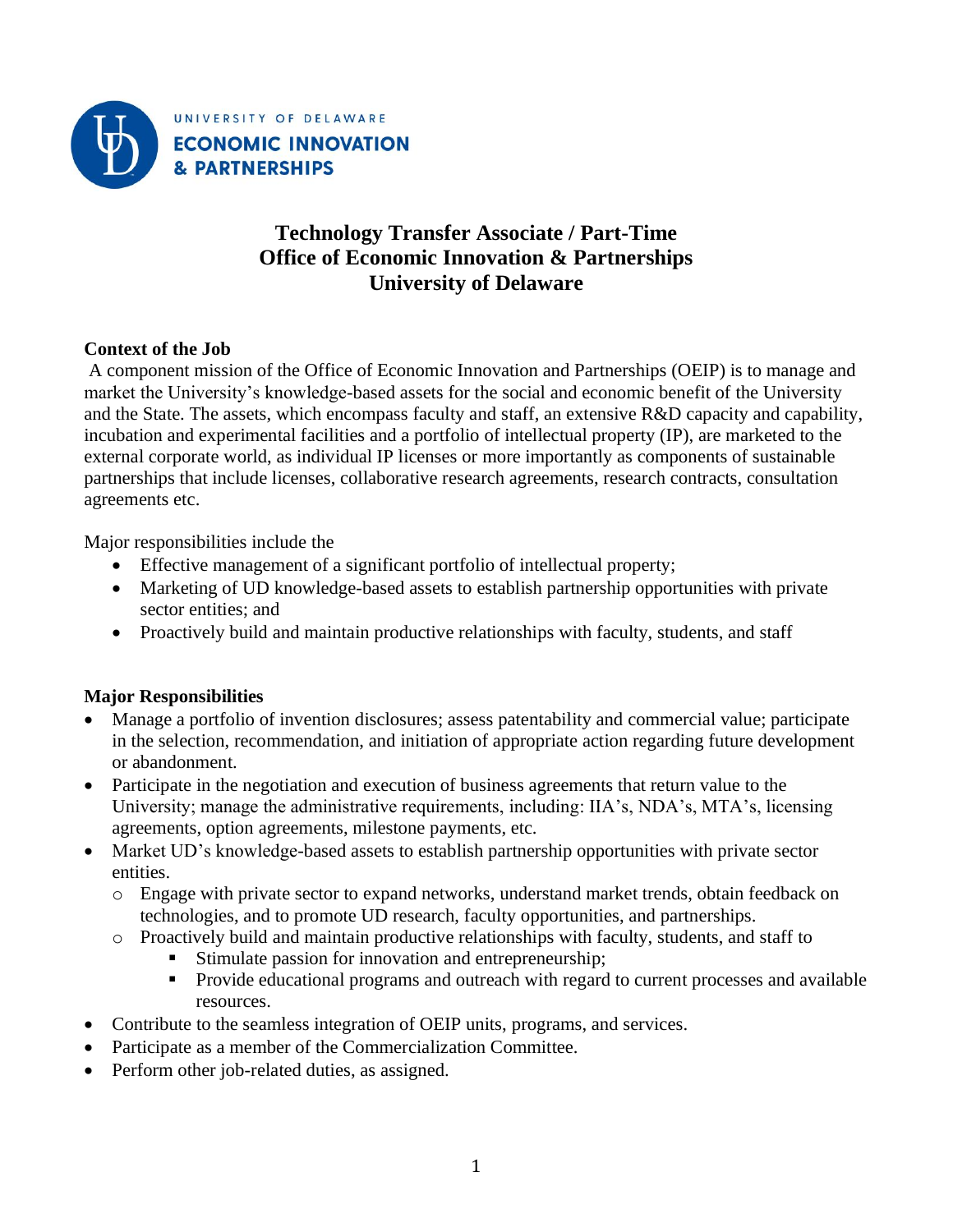UNIVERSITY OF DELAWARE
ECONOMIC INNOVATION
& PARTNERSHIPS

# Technology Transfer Associate / Part-Time
# Office of Economic Innovation & Partnerships
# University of Delaware

**Context of the Job**

A component mission of the Office of Economic Innovation and Partnerships (OEIP) is to manage and market the University's knowledge-based assets for the social and economic benefit of the University and the State. The assets, which encompass faculty and staff, an extensive R&D capacity and capability, incubation and experimental facilities and a portfolio of intellectual property (IP), are marketed to the external corporate world, as individual IP licenses or more importantly as components of sustainable partnerships that include licenses, collaborative research agreements, research contracts, consultation agreements etc.

Major responsibilities include the

- Effective management of a significant portfolio of intellectual property;
- Marketing of UD knowledge-based assets to establish partnership opportunities with private sector entities; and
- Proactively build and maintain productive relationships with faculty, students, and staff

**Major Responsibilities**

- Manage a portfolio of invention disclosures; assess patentability and commercial value; participate in the selection, recommendation, and initiation of appropriate action regarding future development or abandonment.
- Participate in the negotiation and execution of business agreements that return value to the University; manage the administrative requirements, including: IIA's, NDA's, MTA's, licensing agreements, option agreements, milestone payments, etc.
- Market UD's knowledge-based assets to establish partnership opportunities with private sector entities.
  - Engage with private sector to expand networks, understand market trends, obtain feedback on technologies, and to promote UD research, faculty opportunities, and partnerships.
  - Proactively build and maintain productive relationships with faculty, students, and staff to
    - Stimulate passion for innovation and entrepreneurship;
    - Provide educational programs and outreach with regard to current processes and available resources.
- Contribute to the seamless integration of OEIP units, programs, and services.
- Participate as a member of the Commercialization Committee.
- Perform other job-related duties, as assigned.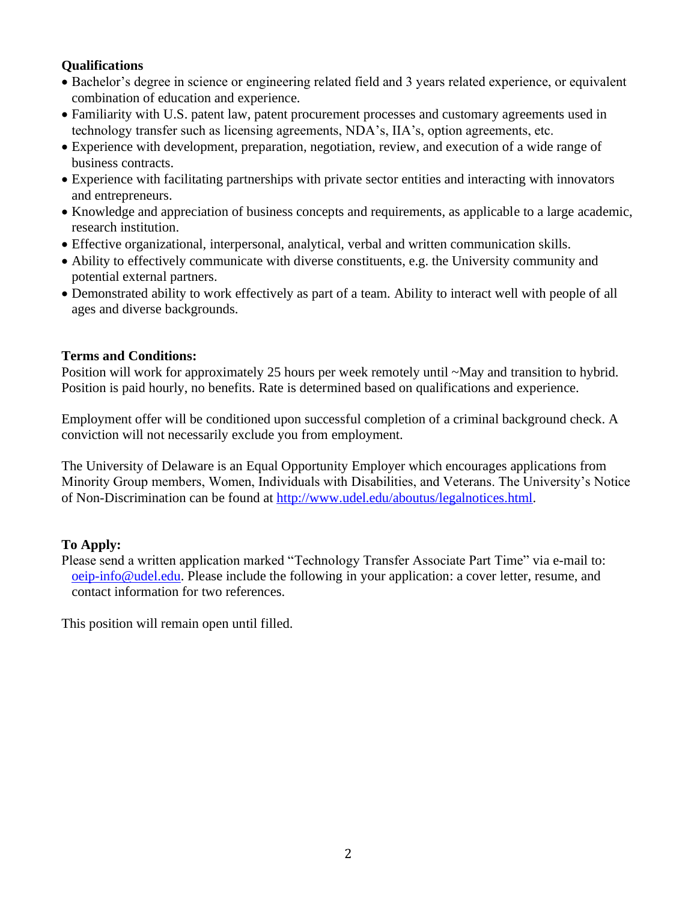**Qualifications**

- Bachelor's degree in science or engineering related field and 3 years related experience, or equivalent combination of education and experience.
- Familiarity with U.S. patent law, patent procurement processes and customary agreements used in technology transfer such as licensing agreements, NDA's, IIA's, option agreements, etc.
- Experience with development, preparation, negotiation, review, and execution of a wide range of business contracts.
- Experience with facilitating partnerships with private sector entities and interacting with innovators and entrepreneurs.
- Knowledge and appreciation of business concepts and requirements, as applicable to a large academic, research institution.
- Effective organizational, interpersonal, analytical, verbal and written communication skills.
- Ability to effectively communicate with diverse constituents, e.g. the University community and potential external partners.
- Demonstrated ability to work effectively as part of a team. Ability to interact well with people of all ages and diverse backgrounds.

**Terms and Conditions:**

Position will work for approximately 25 hours per week remotely until ~May and transition to hybrid. Position is paid hourly, no benefits. Rate is determined based on qualifications and experience.

Employment offer will be conditioned upon successful completion of a criminal background check. A conviction will not necessarily exclude you from employment.

The University of Delaware is an Equal Opportunity Employer which encourages applications from Minority Group members, Women, Individuals with Disabilities, and Veterans. The University's Notice of Non-Discrimination can be found at [http://www.udel.edu/aboutus/legalnotices.html](http://www.udel.edu/aboutus/legalnotices.html).

**To Apply:**

Please send a written application marked "Technology Transfer Associate Part Time" via e-mail to: [oeip-info@udel.edu](mailto:oeip-info@udel.edu). Please include the following in your application: a cover letter, resume, and contact information for two references.

This position will remain open until filled.